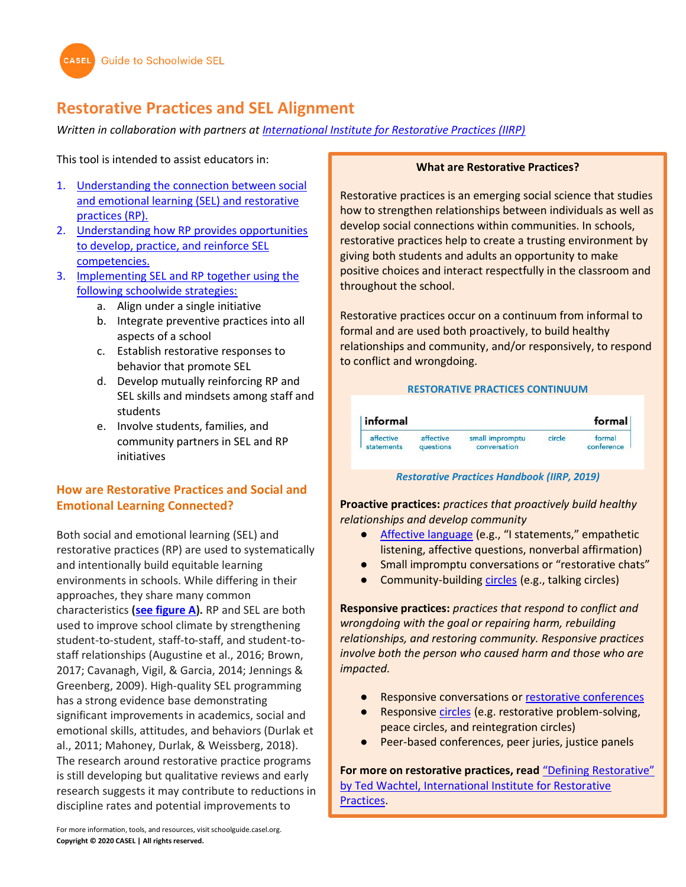# Restorative Practices and SEL Alignment

*Written in collaboration with partners at [International Institute for Restorative Practices (IIRP)]*

This tool is intended to assist educators in:

1. Understanding the connection between social and emotional learning (SEL) and restorative practices (RP).
2. Understanding how RP provides opportunities to develop, practice, and reinforce SEL competencies.
3. Implementing SEL and RP together using the following schoolwide strategies:
   a. Align under a single initiative
   b. Integrate preventive practices into all aspects of a school
   c. Establish restorative responses to behavior that promote SEL
   d. Develop mutually reinforcing RP and SEL skills and mindsets among staff and students
   e. Involve students, families, and community partners in SEL and RP initiatives

## How are Restorative Practices and Social and Emotional Learning Connected?

Both social and emotional learning (SEL) and restorative practices (RP) are used to systematically and intentionally build equitable learning environments in schools. While differing in their approaches, they share many common characteristics **(see figure A).** RP and SEL are both used to improve school climate by strengthening student-to-student, staff-to-staff, and student-to-staff relationships (Augustine et al., 2016; Brown, 2017; Cavanagh, Vigil, & Garcia, 2014; Jennings & Greenberg, 2009). High-quality SEL programming has a strong evidence base demonstrating significant improvements in academics, social and emotional skills, attitudes, and behaviors (Durlak et al., 2011; Mahoney, Durlak, & Weissberg, 2018). The research around restorative practice programs is still developing but qualitative reviews and early research suggests it may contribute to reductions in discipline rates and potential improvements to

---

**What are Restorative Practices?**

Restorative practices is an emerging social science that studies how to strengthen relationships between individuals as well as develop social connections within communities. In schools, restorative practices help to create a trusting environment by giving both students and adults an opportunity to make positive choices and interact respectfully in the classroom and throughout the school.

Restorative practices occur on a continuum from informal to formal and are used both proactively, to build healthy relationships and community, and/or responsively, to respond to conflict and wrongdoing.

**RESTORATIVE PRACTICES CONTINUUM**

| informal | | | | formal |
|---|---|---|---|---|
| affective statements | affective questions | small impromptu conversation | circle | formal conference |

*Restorative Practices Handbook (IIRP, 2019)*

**Proactive practices:** *practices that proactively build healthy relationships and develop community*

- Affective language (e.g., "I statements," empathetic listening, affective questions, nonverbal affirmation)
- Small impromptu conversations or "restorative chats"
- Community-building circles (e.g., talking circles)

**Responsive practices:** *practices that respond to conflict and wrongdoing with the goal or repairing harm, rebuilding relationships, and restoring community. Responsive practices involve both the person who caused harm and those who are impacted.*

- Responsive conversations or restorative conferences
- Responsive circles (e.g. restorative problem-solving, peace circles, and reintegration circles)
- Peer-based conferences, peer juries, justice panels

**For more on restorative practices, read "Defining Restorative" by Ted Wachtel, International Institute for Restorative Practices.**

For more information, tools, and resources, visit schoolguide.casel.org.
**Copyright © 2020 CASEL | All rights reserved.**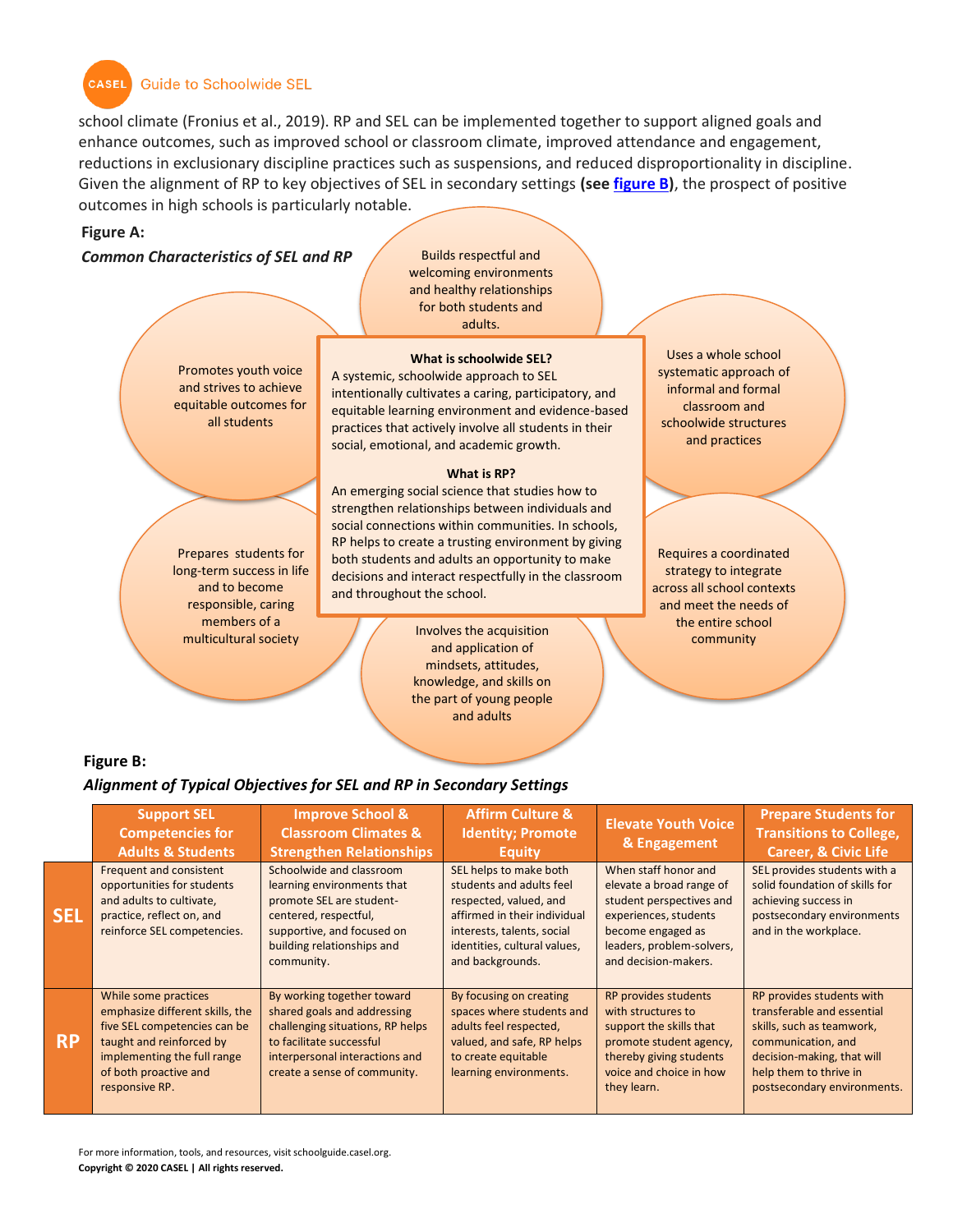school climate (Fronius et al., 2019). RP and SEL can be implemented together to support aligned goals and enhance outcomes, such as improved school or classroom climate, improved attendance and engagement, reductions in exclusionary discipline practices such as suspensions, and reduced disproportionality in discipline. Given the alignment of RP to key objectives of SEL in secondary settings **(see figure B)**, the prospect of positive outcomes in high schools is particularly notable.

**Figure A:**

***Common Characteristics of SEL and RP***

- Builds respectful and welcoming environments and healthy relationships for both students and adults.
- Uses a whole school systematic approach of informal and formal classroom and schoolwide structures and practices
- Requires a coordinated strategy to integrate across all school contexts and meet the needs of the entire school community
- Involves the acquisition and application of mindsets, attitudes, knowledge, and skills on the part of young people and adults
- Prepares students for long-term success in life and to become responsible, caring members of a multicultural society
- Promotes youth voice and strives to achieve equitable outcomes for all students

**What is schoolwide SEL?**
A systemic, schoolwide approach to SEL intentionally cultivates a caring, participatory, and equitable learning environment and evidence-based practices that actively involve all students in their social, emotional, and academic growth.

**What is RP?**
An emerging social science that studies how to strengthen relationships between individuals and social connections within communities. In schools, RP helps to create a trusting environment by giving both students and adults an opportunity to make decisions and interact respectfully in the classroom and throughout the school.

**Figure B:**

***Alignment of Typical Objectives for SEL and RP in Secondary Settings***

| | Support SEL Competencies for Adults & Students | Improve School & Classroom Climates & Strengthen Relationships | Affirm Culture & Identity; Promote Equity | Elevate Youth Voice & Engagement | Prepare Students for Transitions to College, Career, & Civic Life |
|---|---|---|---|---|---|
| **SEL** | Frequent and consistent opportunities for students and adults to cultivate, practice, reflect on, and reinforce SEL competencies. | Schoolwide and classroom learning environments that promote SEL are student-centered, respectful, supportive, and focused on building relationships and community. | SEL helps to make both students and adults feel respected, valued, and affirmed in their individual interests, talents, social identities, cultural values, and backgrounds. | When staff honor and elevate a broad range of student perspectives and experiences, students become engaged as leaders, problem-solvers, and decision-makers. | SEL provides students with a solid foundation of skills for achieving success in postsecondary environments and in the workplace. |
| **RP** | While some practices emphasize different skills, the five SEL competencies can be taught and reinforced by implementing the full range of both proactive and responsive RP. | By working together toward shared goals and addressing challenging situations, RP helps to facilitate successful interpersonal interactions and create a sense of community. | By focusing on creating spaces where students and adults feel respected, valued, and safe, RP helps to create equitable learning environments. | RP provides students with structures to support the skills that promote student agency, thereby giving students voice and choice in how they learn. | RP provides students with transferable and essential skills, such as teamwork, communication, and decision-making, that will help them to thrive in postsecondary environments. |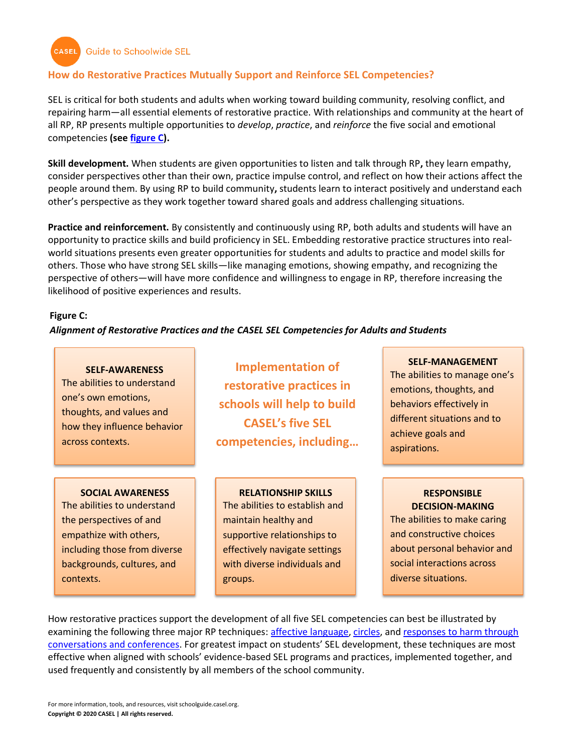## How do Restorative Practices Mutually Support and Reinforce SEL Competencies?

SEL is critical for both students and adults when working toward building community, resolving conflict, and repairing harm—all essential elements of restorative practice. With relationships and community at the heart of all RP, RP presents multiple opportunities to *develop*, *practice*, and *reinforce* the five social and emotional competencies **(see figure C).**

**Skill development.** When students are given opportunities to listen and talk through RP**,** they learn empathy, consider perspectives other than their own, practice impulse control, and reflect on how their actions affect the people around them. By using RP to build community**,** students learn to interact positively and understand each other's perspective as they work together toward shared goals and address challenging situations.

**Practice and reinforcement.** By consistently and continuously using RP, both adults and students will have an opportunity to practice skills and build proficiency in SEL. Embedding restorative practice structures into real-world situations presents even greater opportunities for students and adults to practice and model skills for others. Those who have strong SEL skills—like managing emotions, showing empathy, and recognizing the perspective of others—will have more confidence and willingness to engage in RP, therefore increasing the likelihood of positive experiences and results.

**Figure C:**

***Alignment of Restorative Practices and the CASEL SEL Competencies for Adults and Students***

**Implementation of restorative practices in schools will help to build CASEL's five SEL competencies, including…**

**SELF-AWARENESS**
The abilities to understand one's own emotions, thoughts, and values and how they influence behavior across contexts.

**SELF-MANAGEMENT**
The abilities to manage one's emotions, thoughts, and behaviors effectively in different situations and to achieve goals and aspirations.

**SOCIAL AWARENESS**
The abilities to understand the perspectives of and empathize with others, including those from diverse backgrounds, cultures, and contexts.

**RELATIONSHIP SKILLS**
The abilities to establish and maintain healthy and supportive relationships to effectively navigate settings with diverse individuals and groups.

**RESPONSIBLE DECISION-MAKING**
The abilities to make caring and constructive choices about personal behavior and social interactions across diverse situations.

How restorative practices support the development of all five SEL competencies can best be illustrated by examining the following three major RP techniques: affective language, circles, and responses to harm through conversations and conferences. For greatest impact on students' SEL development, these techniques are most effective when aligned with schools' evidence-based SEL programs and practices, implemented together, and used frequently and consistently by all members of the school community.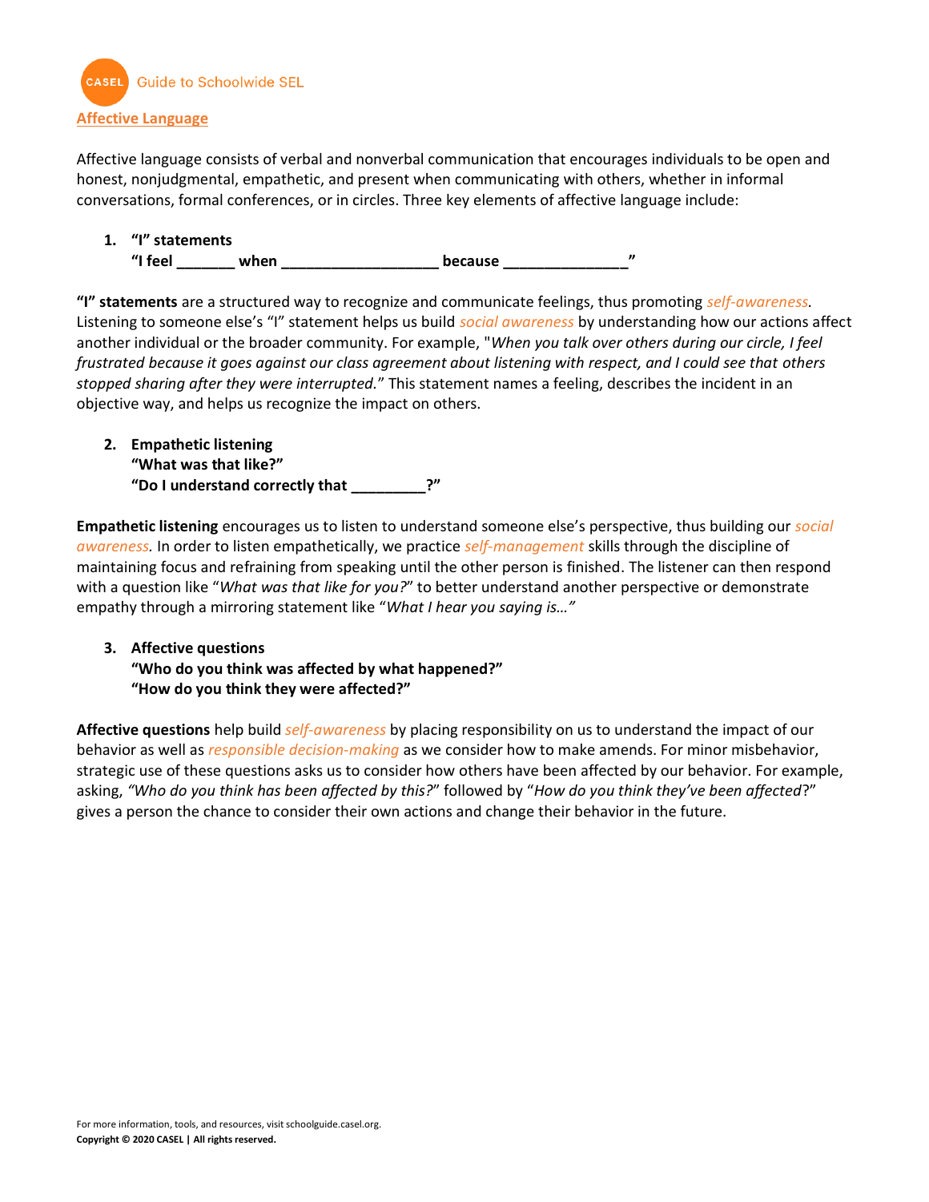# Affective Language

Affective language consists of verbal and nonverbal communication that encourages individuals to be open and honest, nonjudgmental, empathetic, and present when communicating with others, whether in informal conversations, formal conferences, or in circles. Three key elements of affective language include:

1. **"I" statements**
   **"I feel _______ when __________________ because ______________"**

**"I" statements** are a structured way to recognize and communicate feelings, thus promoting *self-awareness*. Listening to someone else's "I" statement helps us build *social awareness* by understanding how our actions affect another individual or the broader community. For example, "*When you talk over others during our circle, I feel frustrated because it goes against our class agreement about listening with respect, and I could see that others stopped sharing after they were interrupted.*" This statement names a feeling, describes the incident in an objective way, and helps us recognize the impact on others.

2. **Empathetic listening**
   **"What was that like?"**
   **"Do I understand correctly that _________?"**

**Empathetic listening** encourages us to listen to understand someone else's perspective, thus building our *social awareness*. In order to listen empathetically, we practice *self-management* skills through the discipline of maintaining focus and refraining from speaking until the other person is finished. The listener can then respond with a question like "*What was that like for you?*" to better understand another perspective or demonstrate empathy through a mirroring statement like "*What I hear you saying is…*"

3. **Affective questions**
   **"Who do you think was affected by what happened?"**
   **"How do you think they were affected?"**

**Affective questions** help build *self-awareness* by placing responsibility on us to understand the impact of our behavior as well as *responsible decision-making* as we consider how to make amends. For minor misbehavior, strategic use of these questions asks us to consider how others have been affected by our behavior. For example, asking, *"Who do you think has been affected by this?*" followed by "*How do you think they've been affected*?" gives a person the chance to consider their own actions and change their behavior in the future.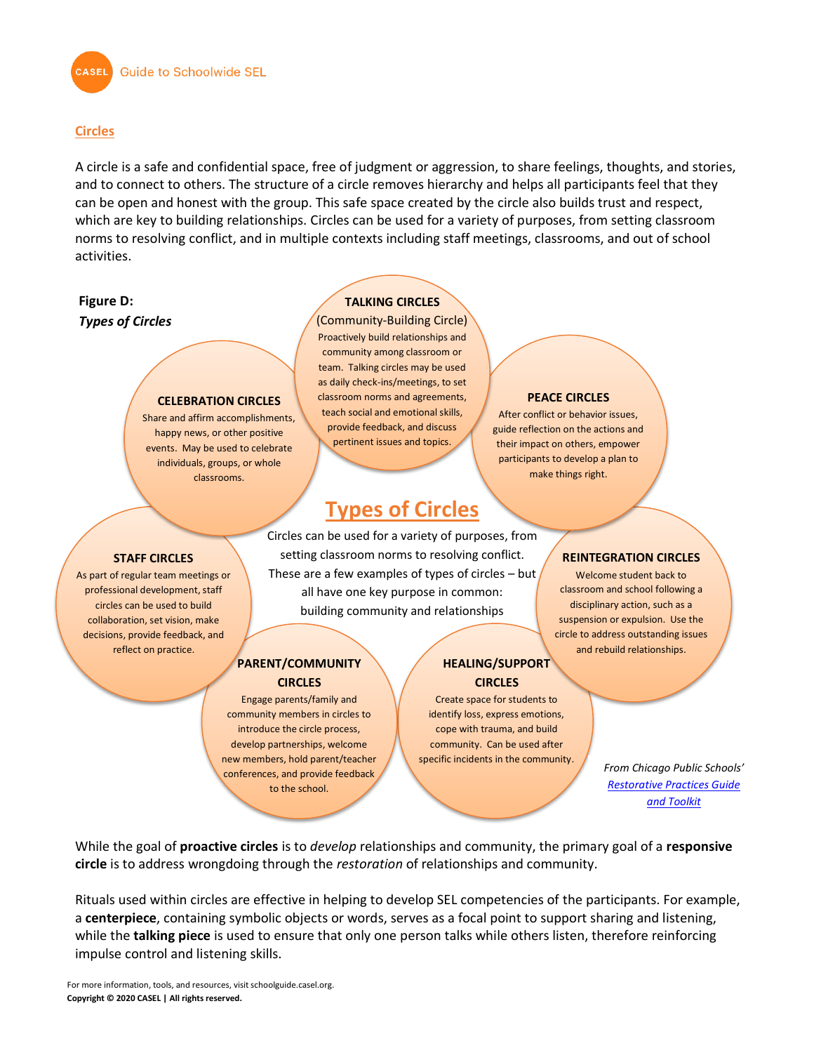## Circles

A circle is a safe and confidential space, free of judgment or aggression, to share feelings, thoughts, and stories, and to connect to others. The structure of a circle removes hierarchy and helps all participants feel that they can be open and honest with the group. This safe space created by the circle also builds trust and respect, which are key to building relationships. Circles can be used for a variety of purposes, from setting classroom norms to resolving conflict, and in multiple contexts including staff meetings, classrooms, and out of school activities.

**Figure D:**
***Types of Circles***

### Types of Circles

Circles can be used for a variety of purposes, from setting classroom norms to resolving conflict. These are a few examples of types of circles – but all have one key purpose in common: building community and relationships

**TALKING CIRCLES**
(Community-Building Circle)
Proactively build relationships and community among classroom or team. Talking circles may be used as daily check-ins/meetings, to set classroom norms and agreements, teach social and emotional skills, provide feedback, and discuss pertinent issues and topics.

**PEACE CIRCLES**
After conflict or behavior issues, guide reflection on the actions and their impact on others, empower participants to develop a plan to make things right.

**REINTEGRATION CIRCLES**
Welcome student back to classroom and school following a disciplinary action, such as a suspension or expulsion. Use the circle to address outstanding issues and rebuild relationships.

**HEALING/SUPPORT CIRCLES**
Create space for students to identify loss, express emotions, cope with trauma, and build community. Can be used after specific incidents in the community.

**PARENT/COMMUNITY CIRCLES**
Engage parents/family and community members in circles to introduce the circle process, develop partnerships, welcome new members, hold parent/teacher conferences, and provide feedback to the school.

**STAFF CIRCLES**
As part of regular team meetings or professional development, staff circles can be used to build collaboration, set vision, make decisions, provide feedback, and reflect on practice.

**CELEBRATION CIRCLES**
Share and affirm accomplishments, happy news, or other positive events. May be used to celebrate individuals, groups, or whole classrooms.

*From Chicago Public Schools' Restorative Practices Guide and Toolkit*

While the goal of **proactive circles** is to *develop* relationships and community, the primary goal of a **responsive circle** is to address wrongdoing through the *restoration* of relationships and community.

Rituals used within circles are effective in helping to develop SEL competencies of the participants. For example, a **centerpiece**, containing symbolic objects or words, serves as a focal point to support sharing and listening, while the **talking piece** is used to ensure that only one person talks while others listen, therefore reinforcing impulse control and listening skills.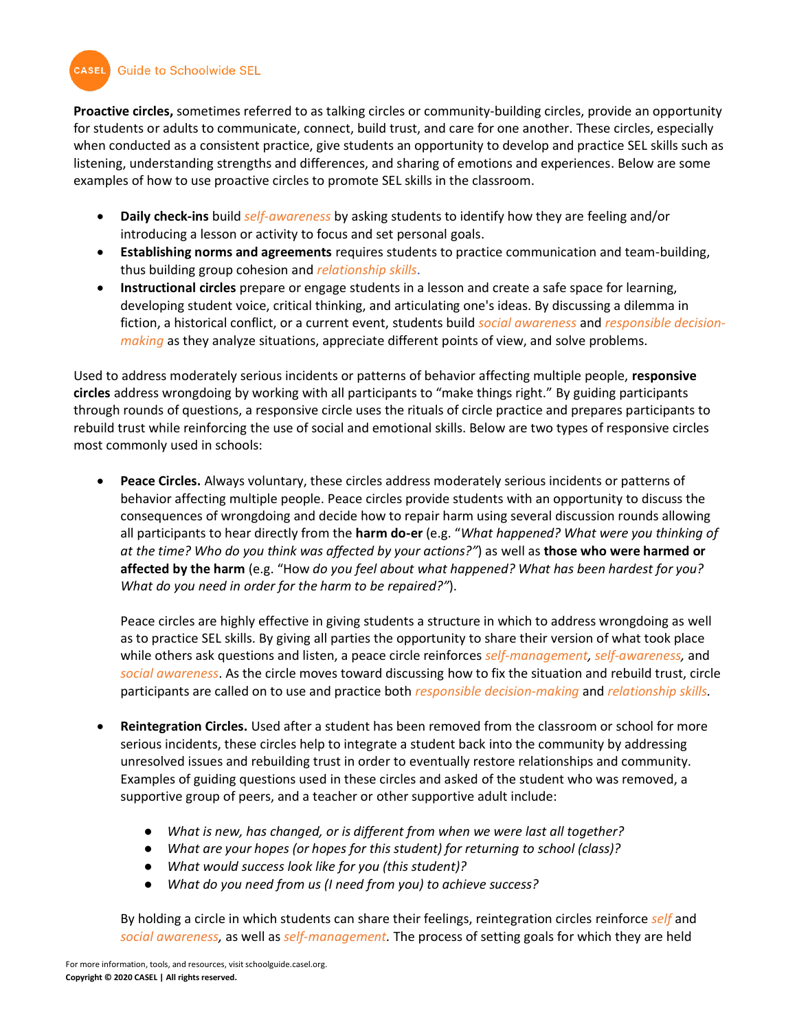**Proactive circles,** sometimes referred to as talking circles or community-building circles, provide an opportunity for students or adults to communicate, connect, build trust, and care for one another. These circles, especially when conducted as a consistent practice, give students an opportunity to develop and practice SEL skills such as listening, understanding strengths and differences, and sharing of emotions and experiences. Below are some examples of how to use proactive circles to promote SEL skills in the classroom.

- **Daily check-ins** build *self-awareness* by asking students to identify how they are feeling and/or introducing a lesson or activity to focus and set personal goals.
- **Establishing norms and agreements** requires students to practice communication and team-building, thus building group cohesion and *relationship skills*.
- **Instructional circles** prepare or engage students in a lesson and create a safe space for learning, developing student voice, critical thinking, and articulating one's ideas. By discussing a dilemma in fiction, a historical conflict, or a current event, students build *social awareness* and *responsible decision-making* as they analyze situations, appreciate different points of view, and solve problems.

Used to address moderately serious incidents or patterns of behavior affecting multiple people, **responsive circles** address wrongdoing by working with all participants to "make things right." By guiding participants through rounds of questions, a responsive circle uses the rituals of circle practice and prepares participants to rebuild trust while reinforcing the use of social and emotional skills. Below are two types of responsive circles most commonly used in schools:

- **Peace Circles.** Always voluntary, these circles address moderately serious incidents or patterns of behavior affecting multiple people. Peace circles provide students with an opportunity to discuss the consequences of wrongdoing and decide how to repair harm using several discussion rounds allowing all participants to hear directly from the **harm do-er** (e.g. "*What happened? What were you thinking of at the time? Who do you think was affected by your actions?"*) as well as **those who were harmed or affected by the harm** (e.g. "How *do you feel about what happened? What has been hardest for you? What do you need in order for the harm to be repaired?"*).

  Peace circles are highly effective in giving students a structure in which to address wrongdoing as well as to practice SEL skills. By giving all parties the opportunity to share their version of what took place while others ask questions and listen, a peace circle reinforces *self-management, self-awareness,* and *social awareness*. As the circle moves toward discussing how to fix the situation and rebuild trust, circle participants are called on to use and practice both *responsible decision-making* and *relationship skills.*

- **Reintegration Circles.** Used after a student has been removed from the classroom or school for more serious incidents, these circles help to integrate a student back into the community by addressing unresolved issues and rebuilding trust in order to eventually restore relationships and community. Examples of guiding questions used in these circles and asked of the student who was removed, a supportive group of peers, and a teacher or other supportive adult include:

  - *What is new, has changed, or is different from when we were last all together?*
  - *What are your hopes (or hopes for this student) for returning to school (class)?*
  - *What would success look like for you (this student)?*
  - *What do you need from us (I need from you) to achieve success?*

  By holding a circle in which students can share their feelings, reintegration circles reinforce *self* and *social awareness,* as well as *self-management.* The process of setting goals for which they are held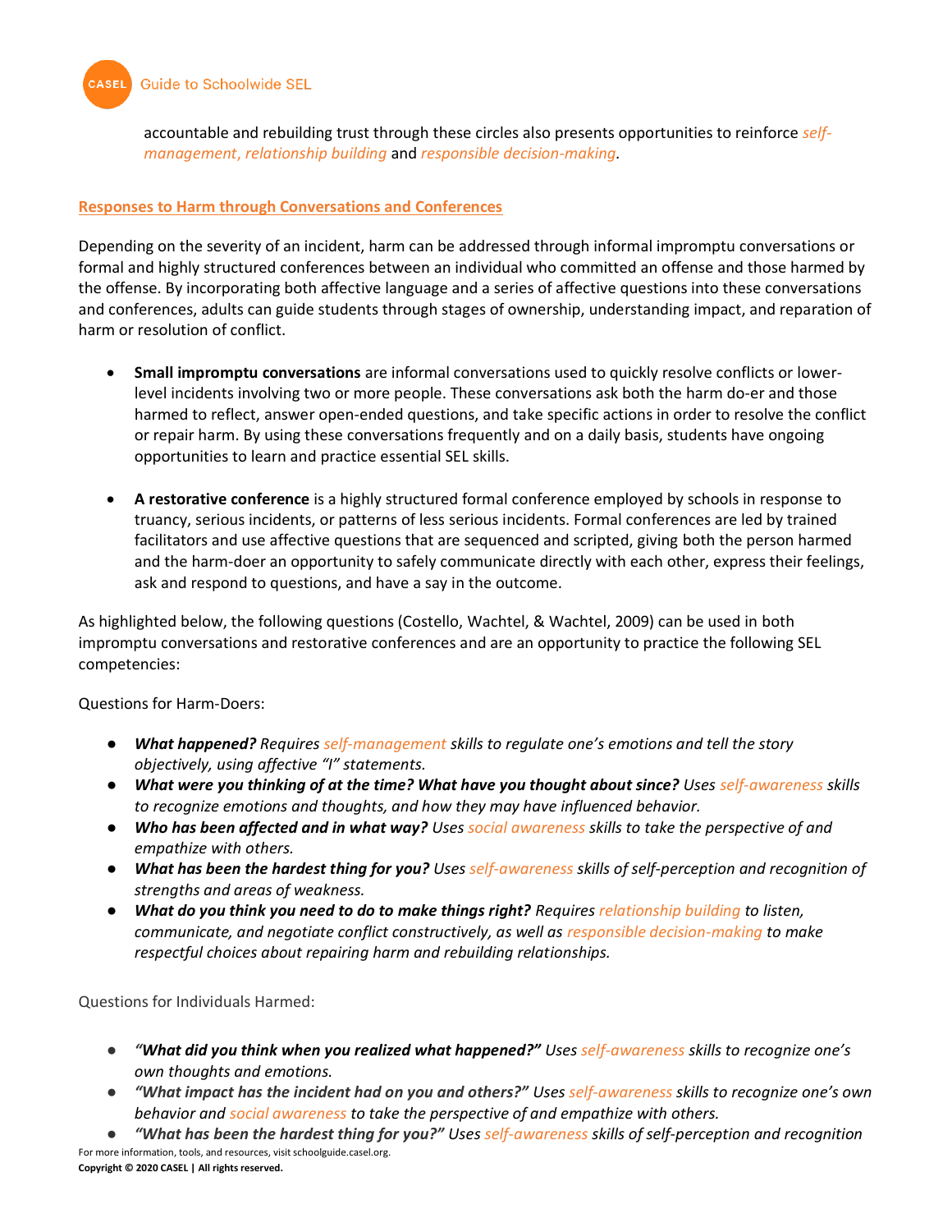accountable and rebuilding trust through these circles also presents opportunities to reinforce *self-management*, *relationship building* and *responsible decision-making*.

## Responses to Harm through Conversations and Conferences

Depending on the severity of an incident, harm can be addressed through informal impromptu conversations or formal and highly structured conferences between an individual who committed an offense and those harmed by the offense. By incorporating both affective language and a series of affective questions into these conversations and conferences, adults can guide students through stages of ownership, understanding impact, and reparation of harm or resolution of conflict.

- **Small impromptu conversations** are informal conversations used to quickly resolve conflicts or lower-level incidents involving two or more people. These conversations ask both the harm do-er and those harmed to reflect, answer open-ended questions, and take specific actions in order to resolve the conflict or repair harm. By using these conversations frequently and on a daily basis, students have ongoing opportunities to learn and practice essential SEL skills.

- **A restorative conference** is a highly structured formal conference employed by schools in response to truancy, serious incidents, or patterns of less serious incidents. Formal conferences are led by trained facilitators and use affective questions that are sequenced and scripted, giving both the person harmed and the harm-doer an opportunity to safely communicate directly with each other, express their feelings, ask and respond to questions, and have a say in the outcome.

As highlighted below, the following questions (Costello, Wachtel, & Wachtel, 2009) can be used in both impromptu conversations and restorative conferences and are an opportunity to practice the following SEL competencies:

Questions for Harm-Doers:

- ***What happened?*** *Requires self-management skills to regulate one's emotions and tell the story objectively, using affective "I" statements.*
- ***What were you thinking of at the time? What have you thought about since?*** *Uses self-awareness skills to recognize emotions and thoughts, and how they may have influenced behavior.*
- ***Who has been affected and in what way?*** *Uses social awareness skills to take the perspective of and empathize with others.*
- ***What has been the hardest thing for you?*** *Uses self-awareness skills of self-perception and recognition of strengths and areas of weakness.*
- ***What do you think you need to do to make things right?*** *Requires relationship building to listen, communicate, and negotiate conflict constructively, as well as responsible decision-making to make respectful choices about repairing harm and rebuilding relationships.*

Questions for Individuals Harmed:

- ***"What did you think when you realized what happened?"*** *Uses self-awareness skills to recognize one's own thoughts and emotions.*
- ***"What impact has the incident had on you and others?"*** *Uses self-awareness skills to recognize one's own behavior and social awareness to take the perspective of and empathize with others.*
- ***"What has been the hardest thing for you?"*** *Uses self-awareness skills of self-perception and recognition*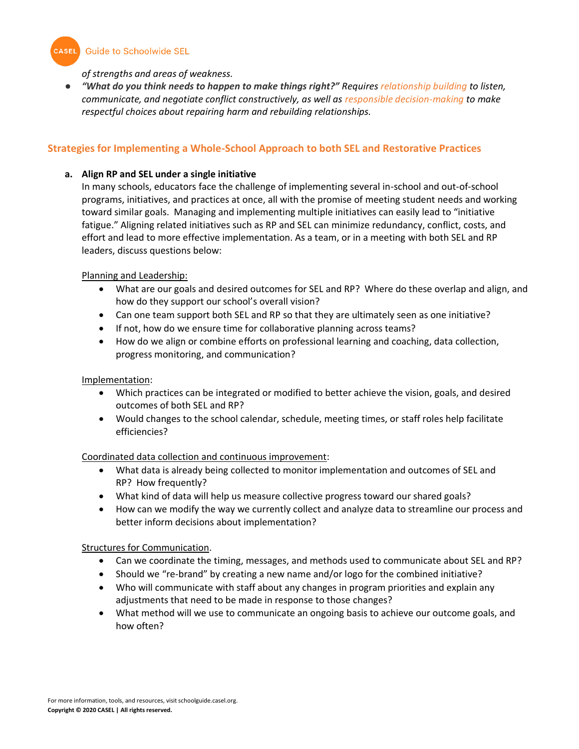*of strengths and areas of weakness.*

- ***"What do you think needs to happen to make things right?"*** *Requires relationship building to listen, communicate, and negotiate conflict constructively, as well as responsible decision-making to make respectful choices about repairing harm and rebuilding relationships.*

## Strategies for Implementing a Whole-School Approach to both SEL and Restorative Practices

**a. Align RP and SEL under a single initiative**

In many schools, educators face the challenge of implementing several in-school and out-of-school programs, initiatives, and practices at once, all with the promise of meeting student needs and working toward similar goals. Managing and implementing multiple initiatives can easily lead to "initiative fatigue." Aligning related initiatives such as RP and SEL can minimize redundancy, conflict, costs, and effort and lead to more effective implementation. As a team, or in a meeting with both SEL and RP leaders, discuss questions below:

Planning and Leadership:

- What are our goals and desired outcomes for SEL and RP? Where do these overlap and align, and how do they support our school's overall vision?
- Can one team support both SEL and RP so that they are ultimately seen as one initiative?
- If not, how do we ensure time for collaborative planning across teams?
- How do we align or combine efforts on professional learning and coaching, data collection, progress monitoring, and communication?

Implementation:

- Which practices can be integrated or modified to better achieve the vision, goals, and desired outcomes of both SEL and RP?
- Would changes to the school calendar, schedule, meeting times, or staff roles help facilitate efficiencies?

Coordinated data collection and continuous improvement:

- What data is already being collected to monitor implementation and outcomes of SEL and RP? How frequently?
- What kind of data will help us measure collective progress toward our shared goals?
- How can we modify the way we currently collect and analyze data to streamline our process and better inform decisions about implementation?

Structures for Communication.

- Can we coordinate the timing, messages, and methods used to communicate about SEL and RP?
- Should we "re-brand" by creating a new name and/or logo for the combined initiative?
- Who will communicate with staff about any changes in program priorities and explain any adjustments that need to be made in response to those changes?
- What method will we use to communicate an ongoing basis to achieve our outcome goals, and how often?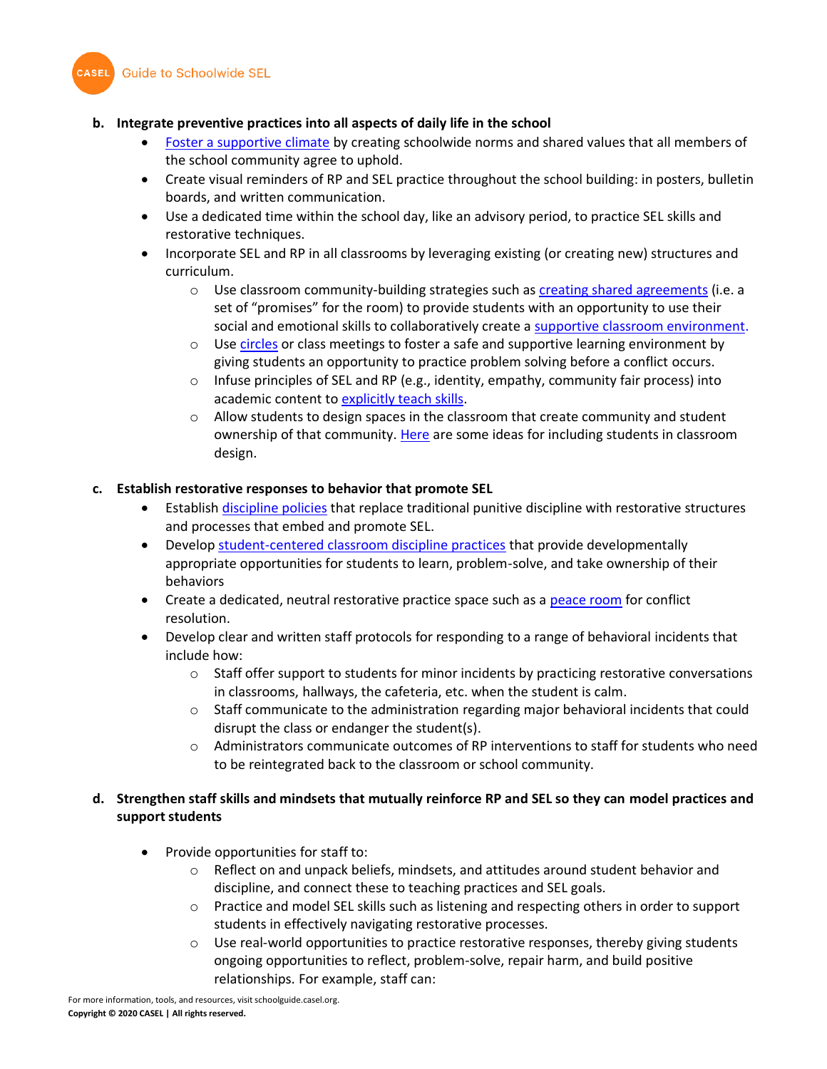**b. Integrate preventive practices into all aspects of daily life in the school**

- Foster a supportive climate by creating schoolwide norms and shared values that all members of the school community agree to uphold.
- Create visual reminders of RP and SEL practice throughout the school building: in posters, bulletin boards, and written communication.
- Use a dedicated time within the school day, like an advisory period, to practice SEL skills and restorative techniques.
- Incorporate SEL and RP in all classrooms by leveraging existing (or creating new) structures and curriculum.
  - Use classroom community-building strategies such as creating shared agreements (i.e. a set of "promises" for the room) to provide students with an opportunity to use their social and emotional skills to collaboratively create a supportive classroom environment.
  - Use circles or class meetings to foster a safe and supportive learning environment by giving students an opportunity to practice problem solving before a conflict occurs.
  - Infuse principles of SEL and RP (e.g., identity, empathy, community fair process) into academic content to explicitly teach skills.
  - Allow students to design spaces in the classroom that create community and student ownership of that community. Here are some ideas for including students in classroom design.

**c. Establish restorative responses to behavior that promote SEL**

- Establish discipline policies that replace traditional punitive discipline with restorative structures and processes that embed and promote SEL.
- Develop student-centered classroom discipline practices that provide developmentally appropriate opportunities for students to learn, problem-solve, and take ownership of their behaviors
- Create a dedicated, neutral restorative practice space such as a peace room for conflict resolution.
- Develop clear and written staff protocols for responding to a range of behavioral incidents that include how:
  - Staff offer support to students for minor incidents by practicing restorative conversations in classrooms, hallways, the cafeteria, etc. when the student is calm.
  - Staff communicate to the administration regarding major behavioral incidents that could disrupt the class or endanger the student(s).
  - Administrators communicate outcomes of RP interventions to staff for students who need to be reintegrated back to the classroom or school community.

**d. Strengthen staff skills and mindsets that mutually reinforce RP and SEL so they can model practices and support students**

- Provide opportunities for staff to:
  - Reflect on and unpack beliefs, mindsets, and attitudes around student behavior and discipline, and connect these to teaching practices and SEL goals.
  - Practice and model SEL skills such as listening and respecting others in order to support students in effectively navigating restorative processes.
  - Use real-world opportunities to practice restorative responses, thereby giving students ongoing opportunities to reflect, problem-solve, repair harm, and build positive relationships. For example, staff can: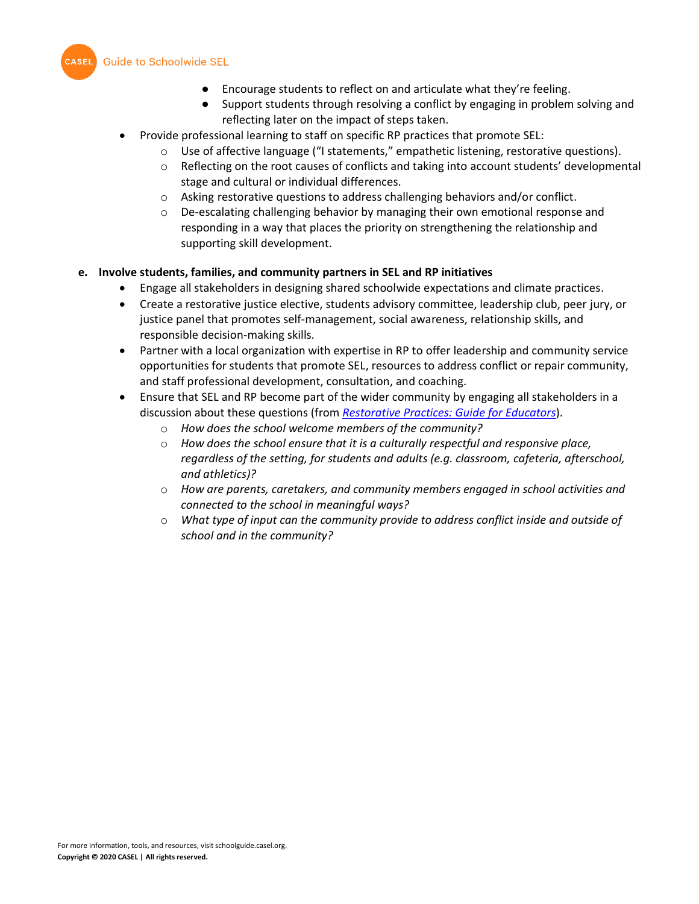- Encourage students to reflect on and articulate what they're feeling.
    - Support students through resolving a conflict by engaging in problem solving and reflecting later on the impact of steps taken.
- Provide professional learning to staff on specific RP practices that promote SEL:
    - Use of affective language ("I statements," empathetic listening, restorative questions).
    - Reflecting on the root causes of conflicts and taking into account students' developmental stage and cultural or individual differences.
    - Asking restorative questions to address challenging behaviors and/or conflict.
    - De-escalating challenging behavior by managing their own emotional response and responding in a way that places the priority on strengthening the relationship and supporting skill development.

**e. Involve students, families, and community partners in SEL and RP initiatives**

- Engage all stakeholders in designing shared schoolwide expectations and climate practices.
- Create a restorative justice elective, students advisory committee, leadership club, peer jury, or justice panel that promotes self-management, social awareness, relationship skills, and responsible decision-making skills.
- Partner with a local organization with expertise in RP to offer leadership and community service opportunities for students that promote SEL, resources to address conflict or repair community, and staff professional development, consultation, and coaching.
- Ensure that SEL and RP become part of the wider community by engaging all stakeholders in a discussion about these questions (from *Restorative Practices: Guide for Educators*).
    - *How does the school welcome members of the community?*
    - *How does the school ensure that it is a culturally respectful and responsive place, regardless of the setting, for students and adults (e.g. classroom, cafeteria, afterschool, and athletics)?*
    - *How are parents, caretakers, and community members engaged in school activities and connected to the school in meaningful ways?*
    - *What type of input can the community provide to address conflict inside and outside of school and in the community?*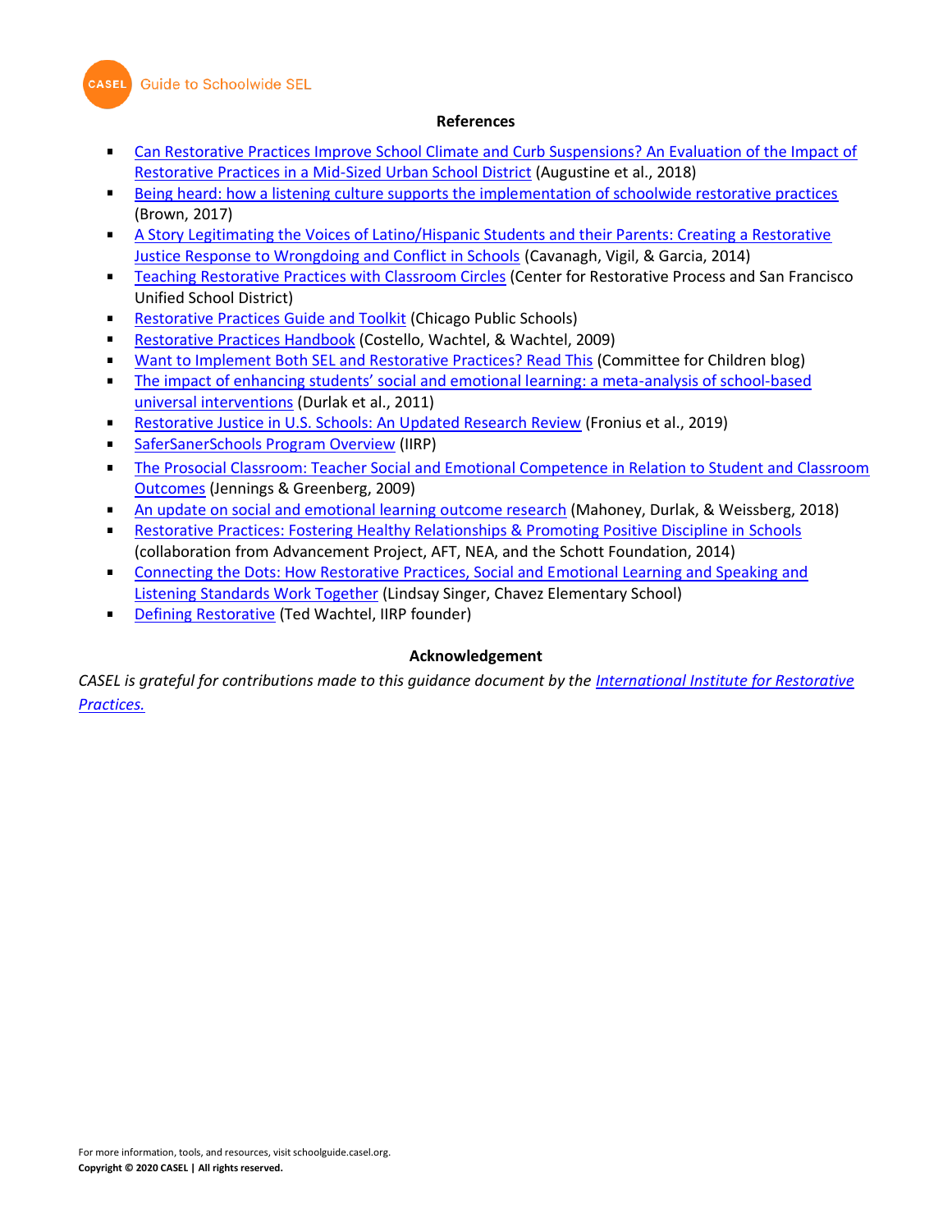## References

- Can Restorative Practices Improve School Climate and Curb Suspensions? An Evaluation of the Impact of Restorative Practices in a Mid-Sized Urban School District (Augustine et al., 2018)
- Being heard: how a listening culture supports the implementation of schoolwide restorative practices (Brown, 2017)
- A Story Legitimating the Voices of Latino/Hispanic Students and their Parents: Creating a Restorative Justice Response to Wrongdoing and Conflict in Schools (Cavanagh, Vigil, & Garcia, 2014)
- Teaching Restorative Practices with Classroom Circles (Center for Restorative Process and San Francisco Unified School District)
- Restorative Practices Guide and Toolkit (Chicago Public Schools)
- Restorative Practices Handbook (Costello, Wachtel, & Wachtel, 2009)
- Want to Implement Both SEL and Restorative Practices? Read This (Committee for Children blog)
- The impact of enhancing students' social and emotional learning: a meta-analysis of school-based universal interventions (Durlak et al., 2011)
- Restorative Justice in U.S. Schools: An Updated Research Review (Fronius et al., 2019)
- SaferSanerSchools Program Overview (IIRP)
- The Prosocial Classroom: Teacher Social and Emotional Competence in Relation to Student and Classroom Outcomes (Jennings & Greenberg, 2009)
- An update on social and emotional learning outcome research (Mahoney, Durlak, & Weissberg, 2018)
- Restorative Practices: Fostering Healthy Relationships & Promoting Positive Discipline in Schools (collaboration from Advancement Project, AFT, NEA, and the Schott Foundation, 2014)
- Connecting the Dots: How Restorative Practices, Social and Emotional Learning and Speaking and Listening Standards Work Together (Lindsay Singer, Chavez Elementary School)
- Defining Restorative (Ted Wachtel, IIRP founder)

## Acknowledgement

*CASEL is grateful for contributions made to this guidance document by the International Institute for Restorative Practices.*